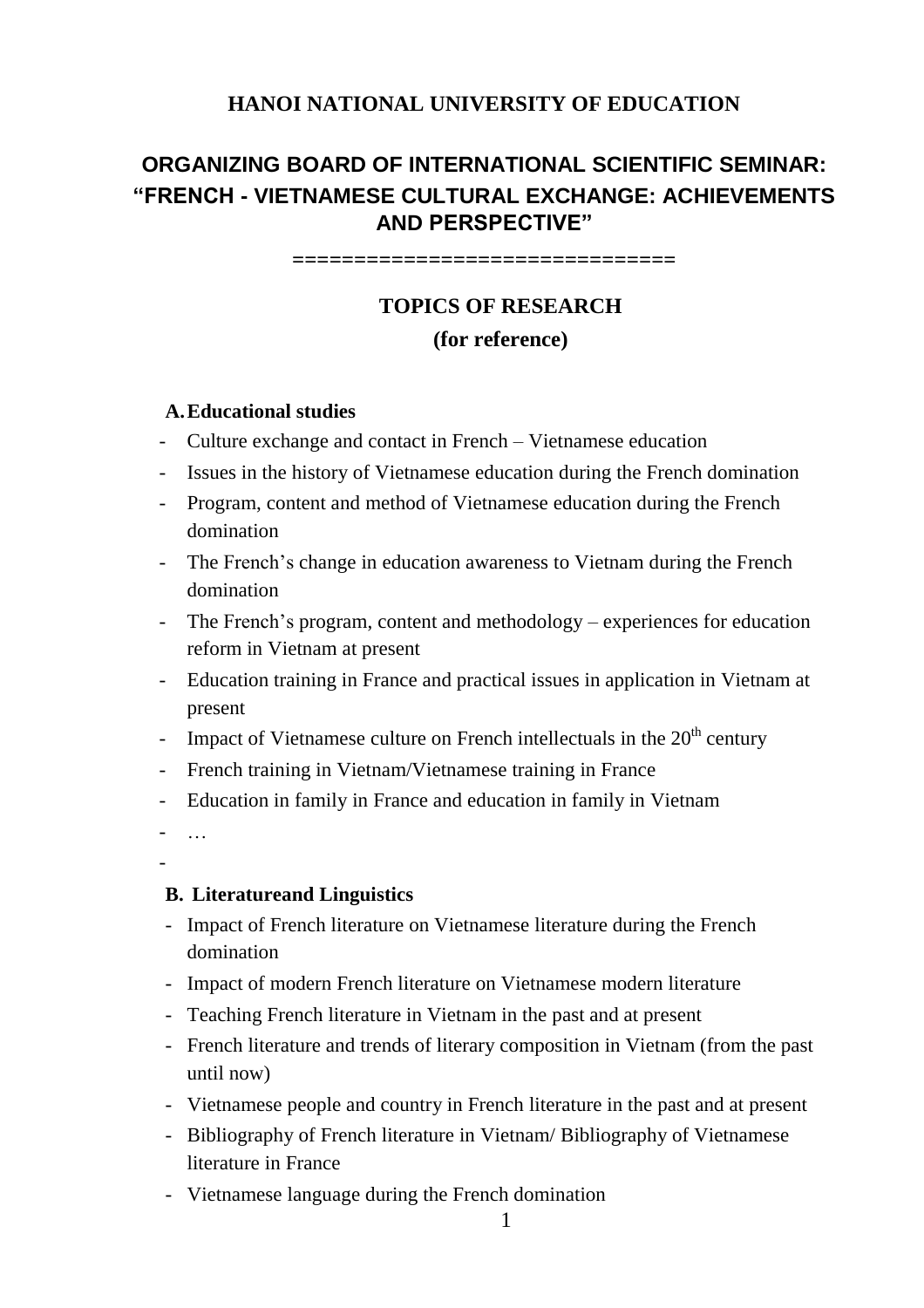**HANOI NATIONAL UNIVERSITY OF EDUCATION**

**ORGANIZING BOARD OF INTERNATIONAL SCIENTIFIC SEMINAR: "FRENCH - VIETNAMESE CULTURAL EXCHANGE: ACHIEVEMENTS AND PERSPECTIVE"**

==============================

## TOPICS OF RESEARCH

**(for reference)**

### A. Educational studies

- Culture exchange and contact in French – Vietnamese education
- Issues in the history of Vietnamese education during the French domination
- Program, content and method of Vietnamese education during the French domination
- The French's change in education awareness to Vietnam during the French domination
- The French's program, content and methodology – experiences for education reform in Vietnam at present
- Education training in France and practical issues in application in Vietnam at present
- Impact of Vietnamese culture on French intellectuals in the 20th century
- French training in Vietnam/Vietnamese training in France
- Education in family in France and education in family in Vietnam
- …
-

### B. Literatureand Linguistics

- Impact of French literature on Vietnamese literature during the French domination
- Impact of modern French literature on Vietnamese modern literature
- Teaching French literature in Vietnam in the past and at present
- French literature and trends of literary composition in Vietnam (from the past until now)
- Vietnamese people and country in French literature in the past and at present
- Bibliography of French literature in Vietnam/ Bibliography of Vietnamese literature in France
- Vietnamese language during the French domination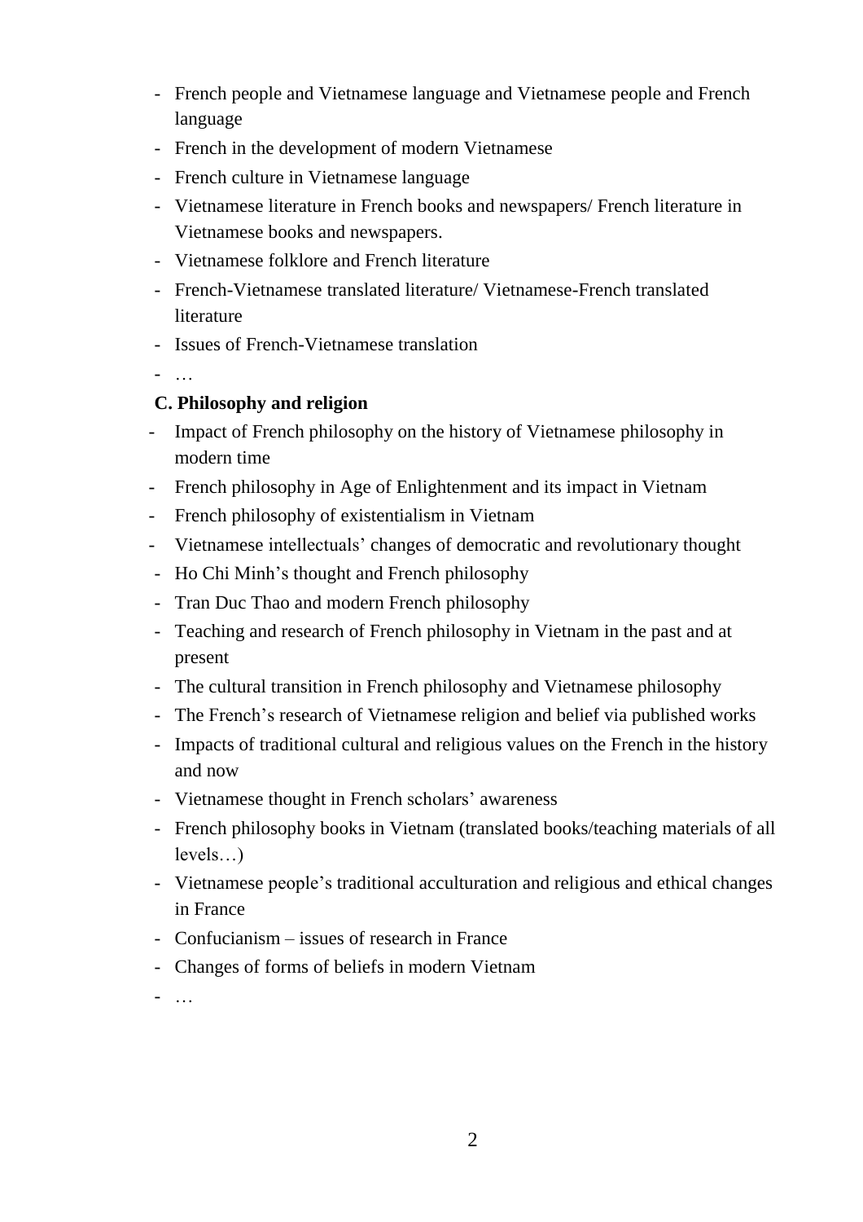- French people and Vietnamese language and Vietnamese people and French language
- French in the development of modern Vietnamese
- French culture in Vietnamese language
- Vietnamese literature in French books and newspapers/ French literature in Vietnamese books and newspapers.
- Vietnamese folklore and French literature
- French-Vietnamese translated literature/ Vietnamese-French translated literature
- Issues of French-Vietnamese translation
- …

**C. Philosophy and religion**

- Impact of French philosophy on the history of Vietnamese philosophy in modern time
- French philosophy in Age of Enlightenment and its impact in Vietnam
- French philosophy of existentialism in Vietnam
- Vietnamese intellectuals' changes of democratic and revolutionary thought
- Ho Chi Minh's thought and French philosophy
- Tran Duc Thao and modern French philosophy
- Teaching and research of French philosophy in Vietnam in the past and at present
- The cultural transition in French philosophy and Vietnamese philosophy
- The French's research of Vietnamese religion and belief via published works
- Impacts of traditional cultural and religious values on the French in the history and now
- Vietnamese thought in French scholars' awareness
- French philosophy books in Vietnam (translated books/teaching materials of all levels…)
- Vietnamese people's traditional acculturation and religious and ethical changes in France
- Confucianism – issues of research in France
- Changes of forms of beliefs in modern Vietnam
- …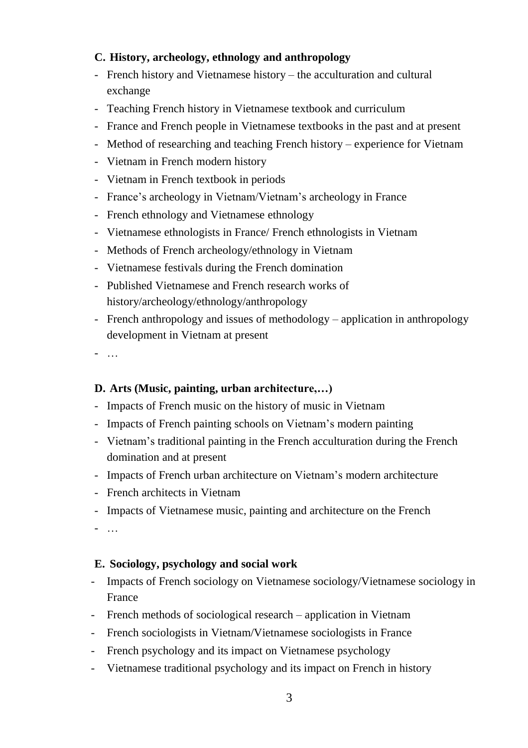### C. History, archeology, ethnology and anthropology

- French history and Vietnamese history – the acculturation and cultural exchange
- Teaching French history in Vietnamese textbook and curriculum
- France and French people in Vietnamese textbooks in the past and at present
- Method of researching and teaching French history – experience for Vietnam
- Vietnam in French modern history
- Vietnam in French textbook in periods
- France's archeology in Vietnam/Vietnam's archeology in France
- French ethnology and Vietnamese ethnology
- Vietnamese ethnologists in France/ French ethnologists in Vietnam
- Methods of French archeology/ethnology in Vietnam
- Vietnamese festivals during the French domination
- Published Vietnamese and French research works of history/archeology/ethnology/anthropology
- French anthropology and issues of methodology – application in anthropology development in Vietnam at present
- …

### D. Arts (Music, painting, urban architecture,…)

- Impacts of French music on the history of music in Vietnam
- Impacts of French painting schools on Vietnam's modern painting
- Vietnam's traditional painting in the French acculturation during the French domination and at present
- Impacts of French urban architecture on Vietnam's modern architecture
- French architects in Vietnam
- Impacts of Vietnamese music, painting and architecture on the French
- …

### E. Sociology, psychology and social work

- Impacts of French sociology on Vietnamese sociology/Vietnamese sociology in France
- French methods of sociological research – application in Vietnam
- French sociologists in Vietnam/Vietnamese sociologists in France
- French psychology and its impact on Vietnamese psychology
- Vietnamese traditional psychology and its impact on French in history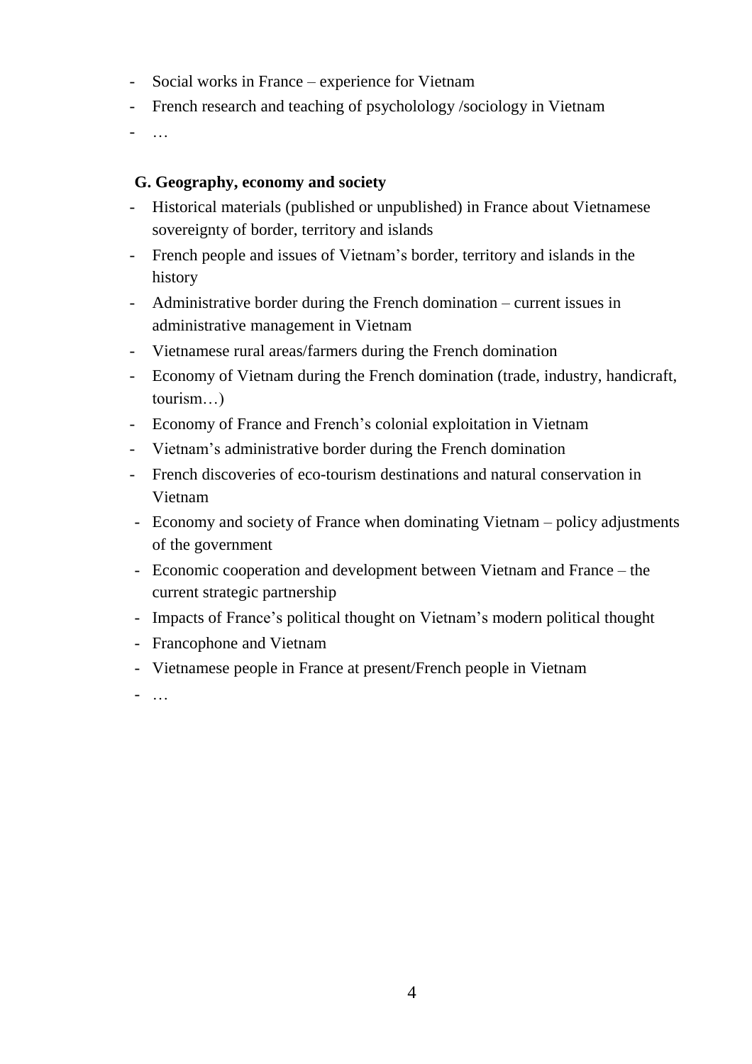- Social works in France – experience for Vietnam
- French research and teaching of psycholology /sociology in Vietnam
- …

**G. Geography, economy and society**

- Historical materials (published or unpublished) in France about Vietnamese sovereignty of border, territory and islands
- French people and issues of Vietnam's border, territory and islands in the history
- Administrative border during the French domination – current issues in administrative management in Vietnam
- Vietnamese rural areas/farmers during the French domination
- Economy of Vietnam during the French domination (trade, industry, handicraft, tourism…)
- Economy of France and French's colonial exploitation in Vietnam
- Vietnam's administrative border during the French domination
- French discoveries of eco-tourism destinations and natural conservation in Vietnam
- Economy and society of France when dominating Vietnam – policy adjustments of the government
- Economic cooperation and development between Vietnam and France – the current strategic partnership
- Impacts of France's political thought on Vietnam's modern political thought
- Francophone and Vietnam
- Vietnamese people in France at present/French people in Vietnam
- …